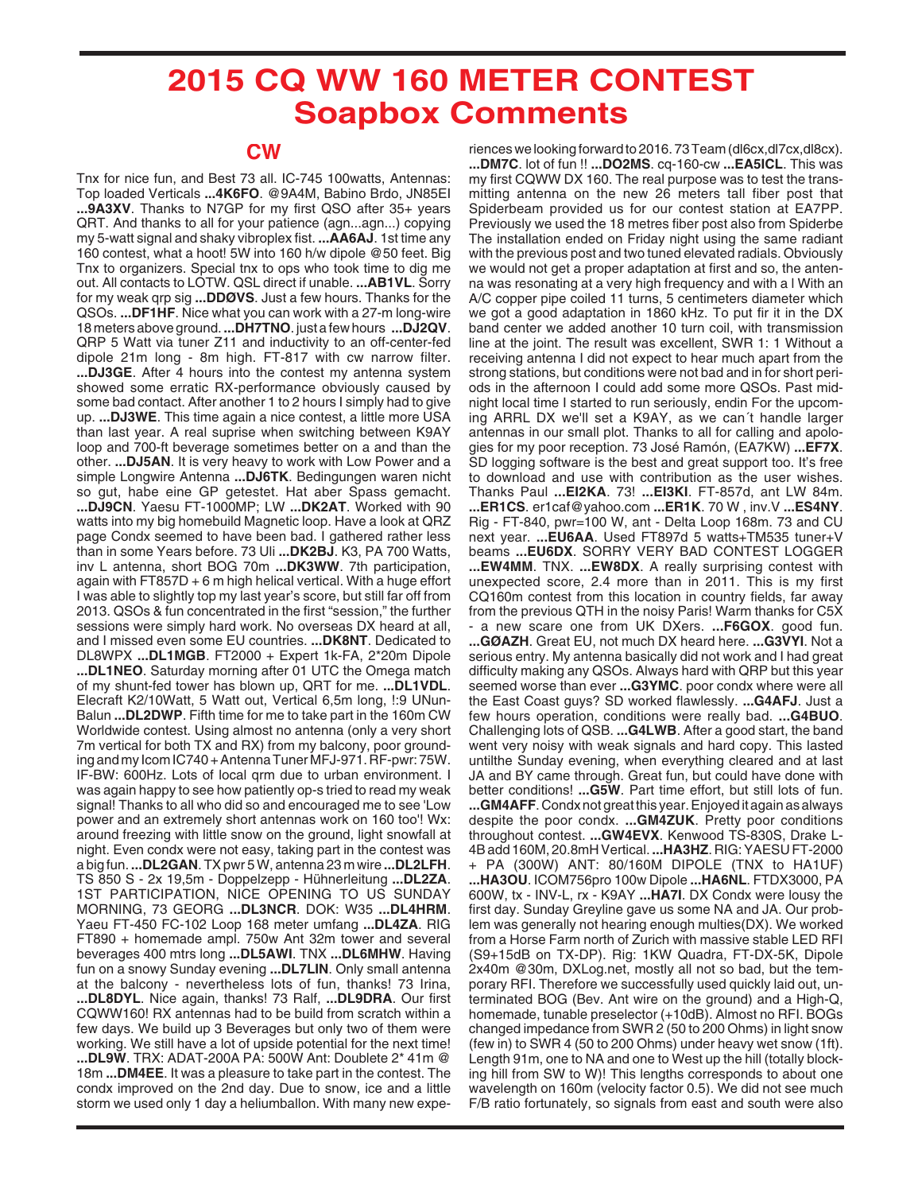# 2015 CQ WW 160 METER CONTEST
# Soapbox Comments

## CW

Tnx for nice fun, and Best 73 all. IC-745 100watts, Antennas: Top loaded Verticals **...4K6FO**. @9A4M, Babino Brdo, JN85EI **...9A3XV**. Thanks to N7GP for my first QSO after 35+ years QRT. And thanks to all for your patience (agn...agn...) copying my 5-watt signal and shaky vibroplex fist. **...AA6AJ**. 1st time any 160 contest, what a hoot! 5W into 160 h/w dipole @50 feet. Big Tnx to organizers. Special tnx to ops who took time to dig me out. All contacts to LOTW. QSL direct if unable. **...AB1VL**. Sorry for my weak qrp sig **...DDØVS**. Just a few hours. Thanks for the QSOs. **...DF1HF**. Nice what you can work with a 27-m long-wire 18 meters above ground. **...DH7TNO**. just a few hours **...DJ2QV**. QRP 5 Watt via tuner Z11 and inductivity to an off-center-fed dipole 21m long - 8m high. FT-817 with cw narrow filter. **...DJ3GE**. After 4 hours into the contest my antenna system showed some erratic RX-performance obviously caused by some bad contact. After another 1 to 2 hours I simply had to give up. **...DJ3WE**. This time again a nice contest, a little more USA than last year. A real suprise when switching between K9AY loop and 700-ft beverage sometimes better on a and than the other. **...DJ5AN**. It is very heavy to work with Low Power and a simple Longwire Antenna **...DJ6TK**. Bedingungen waren nicht so gut, habe eine GP getestet. Hat aber Spass gemacht. **...DJ9CN**. Yaesu FT-1000MP; LW **...DK2AT**. Worked with 90 watts into my big homebuild Magnetic loop. Have a look at QRZ page Condx seemed to have been bad. I gathered rather less than in some Years before. 73 Uli **...DK2BJ**. K3, PA 700 Watts, inv L antenna, short BOG 70m **...DK3WW**. 7th participation, again with FT857D + 6 m high helical vertical. With a huge effort I was able to slightly top my last year's score, but still far off from 2013. QSOs & fun concentrated in the first "session," the further sessions were simply hard work. No overseas DX heard at all, and I missed even some EU countries. **...DK8NT**. Dedicated to DL8WPX **...DL1MGB**. FT2000 + Expert 1k-FA, 2*20m Dipole **...DL1NEO**. Saturday morning after 01 UTC the Omega match of my shunt-fed tower has blown up, QRT for me. **...DL1VDL**. Elecraft K2/10Watt, 5 Watt out, Vertical 6,5m long, !:9 UNun-Balun **...DL2DWP**. Fifth time for me to take part in the 160m CW Worldwide contest. Using almost no antenna (only a very short 7m vertical for both TX and RX) from my balcony, poor grounding and my Icom IC740 + Antenna Tuner MFJ-971. RF-pwr: 75W. IF-BW: 600Hz. Lots of local qrm due to urban environment. I was again happy to see how patiently op-s tried to read my weak signal! Thanks to all who did so and encouraged me to see 'Low power and an extremely short antennas work on 160 too'! Wx: around freezing with little snow on the ground, light snowfall at night. Even condx were not easy, taking part in the contest was a big fun. **...DL2GAN**. TX pwr 5 W, antenna 23 m wire **...DL2LFH**. TS 850 S - 2x 19,5m - Doppelzepp - Hühnerleitung **...DL2ZA**. 1ST PARTICIPATION, NICE OPENING TO US SUNDAY MORNING, 73 GEORG **...DL3NCR**. DOK: W35 **...DL4HRM**. Yaeu FT-450 FC-102 Loop 168 meter umfang **...DL4ZA**. RIG FT890 + homemade ampl. 750w Ant 32m tower and several beverages 400 mtrs long **...DL5AWI**. TNX **...DL6MHW**. Having fun on a snowy Sunday evening **...DL7LIN**. Only small antenna at the balcony - nevertheless lots of fun, thanks! 73 Irina, **...DL8DYL**. Nice again, thanks! 73 Ralf, **...DL9DRA**. Our first CQWW160! RX antennas had to be build from scratch within a few days. We build up 3 Beverages but only two of them were working. We still have a lot of upside potential for the next time! **...DL9W**. TRX: ADAT-200A PA: 500W Ant: Doublete 2* 41m @ 18m **...DM4EE**. It was a pleasure to take part in the contest. The condx improved on the 2nd day. Due to snow, ice and a little storm we used only 1 day a heliumballon. With many new experiences we looking forward to 2016. 73 Team (dl6cx,dl7cx,dl8cx). **...DM7C**. lot of fun !! **...DO2MS**. cq-160-cw **...EA5ICL**. This was my first CQWW DX 160. The real purpose was to test the transmitting antenna on the new 26 meters tall fiber post that Spiderbeam provided us for our contest station at EA7PP. Previously we used the 18 metres fiber post also from Spiderbe The installation ended on Friday night using the same radiant with the previous post and two tuned elevated radials. Obviously we would not get a proper adaptation at first and so, the antenna was resonating at a very high frequency and with a I With an A/C copper pipe coiled 11 turns, 5 centimeters diameter which we got a good adaptation in 1860 kHz. To put fir it in the DX band center we added another 10 turn coil, with transmission line at the joint. The result was excellent, SWR 1: 1 Without a receiving antenna I did not expect to hear much apart from the strong stations, but conditions were not bad and in for short periods in the afternoon I could add some more QSOs. Past midnight local time I started to run seriously, endin For the upcoming ARRL DX we'll set a K9AY, as we can´t handle larger antennas in our small plot. Thanks to all for calling and apologies for my poor reception. 73 José Ramón, (EA7KW) **...EF7X**. SD logging software is the best and great support too. It's free to download and use with contribution as the user wishes. Thanks Paul **...EI2KA**. 73! **...EI3KI**. FT-857d, ant LW 84m. **...ER1CS**. er1caf@yahoo.com **...ER1K**. 70 W , inv.V **...ES4NY**. Rig - FT-840, pwr=100 W, ant - Delta Loop 168m. 73 and CU next year. **...EU6AA**. Used FT897d 5 watts+TM535 tuner+V beams **...EU6DX**. SORRY VERY BAD CONTEST LOGGER **...EW4MM**. TNX. **...EW8DX**. A really surprising contest with unexpected score, 2.4 more than in 2011. This is my first CQ160m contest from this location in country fields, far away from the previous QTH in the noisy Paris! Warm thanks for C5X - a new scare one from UK DXers. **...F6GOX**. good fun. **...GØAZH**. Great EU, not much DX heard here. **...G3VYI**. Not a serious entry. My antenna basically did not work and I had great difficulty making any QSOs. Always hard with QRP but this year seemed worse than ever **...G3YMC**. poor condx where were all the East Coast guys? SD worked flawlessly. **...G4AFJ**. Just a few hours operation, conditions were really bad. **...G4BUO**. Challenging lots of QSB. **...G4LWB**. After a good start, the band went very noisy with weak signals and hard copy. This lasted untilthe Sunday evening, when everything cleared and at last JA and BY came through. Great fun, but could have done with better conditions! **...G5W**. Part time effort, but still lots of fun. **...GM4AFF**. Condx not great this year. Enjoyed it again as always despite the poor condx. **...GM4ZUK**. Pretty poor conditions throughout contest. **...GW4EVX**. Kenwood TS-830S, Drake L-4B add 160M, 20.8mH Vertical. **...HA3HZ**. RIG: YAESU FT-2000 + PA (300W) ANT: 80/160M DIPOLE (TNX to HA1UF) **...HA3OU**. ICOM756pro 100w Dipole **...HA6NL**. FTDX3000, PA 600W, tx - INV-L, rx - K9AY **...HA7I**. DX Condx were lousy the first day. Sunday Greyline gave us some NA and JA. Our problem was generally not hearing enough multies(DX). We worked from a Horse Farm north of Zurich with massive stable LED RFI (S9+15dB on TX-DP). Rig: 1KW Quadra, FT-DX-5K, Dipole 2x40m @30m, DXLog.net, mostly all not so bad, but the temporary RFI. Therefore we successfully used quickly laid out, unterminated BOG (Bev. Ant wire on the ground) and a High-Q, homemade, tunable preselector (+10dB). Almost no RFI. BOGs changed impedance from SWR 2 (50 to 200 Ohms) in light snow (few in) to SWR 4 (50 to 200 Ohms) under heavy wet snow (1ft). Length 91m, one to NA and one to West up the hill (totally blocking hill from SW to W)! This lengths corresponds to about one wavelength on 160m (velocity factor 0.5). We did not see much F/B ratio fortunately, so signals from east and south were also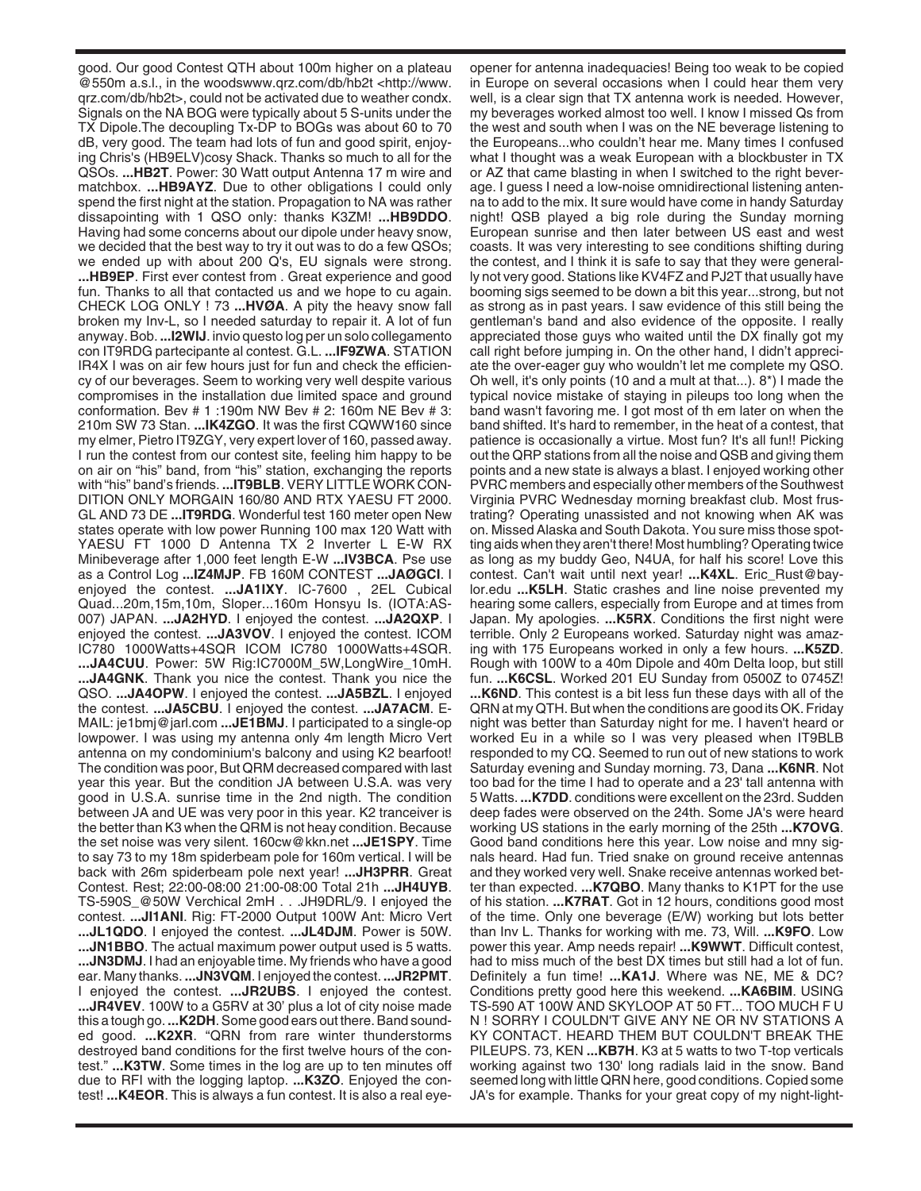good. Our good Contest QTH about 100m higher on a plateau @550m a.s.l., in the woodswww.qrz.com/db/hb2t <http://www.qrz.com/db/hb2t>, could not be activated due to weather condx. Signals on the NA BOG were typically about 5 S-units under the TX Dipole.The decoupling Tx-DP to BOGs was about 60 to 70 dB, very good. The team had lots of fun and good spirit, enjoying Chris's (HB9ELV)cosy Shack. Thanks so much to all for the QSOs. **...HB2T**. Power: 30 Watt output Antenna 17 m wire and matchbox. **...HB9AYZ**. Due to other obligations I could only spend the first night at the station. Propagation to NA was rather dissapointing with 1 QSO only: thanks K3ZM! **...HB9DDO**. Having had some concerns about our dipole under heavy snow, we decided that the best way to try it out was to do a few QSOs; we ended up with about 200 Q's, EU signals were strong. **...HB9EP**. First ever contest from . Great experience and good fun. Thanks to all that contacted us and we hope to cu again. CHECK LOG ONLY ! 73 **...HVØA**. A pity the heavy snow fall broken my Inv-L, so I needed saturday to repair it. A lot of fun anyway. Bob. **...I2WIJ**. invio questo log per un solo collegamento con IT9RDG partecipante al contest. G.L. **...IF9ZWA**. STATION IR4X I was on air few hours just for fun and check the efficiency of our beverages. Seem to working very well despite various compromises in the installation due limited space and ground conformation. Bev # 1 :190m NW Bev # 2: 160m NE Bev # 3: 210m SW 73 Stan. **...IK4ZGO**. It was the first CQWW160 since my elmer, Pietro IT9ZGY, very expert lover of 160, passed away. I run the contest from our contest site, feeling him happy to be on air on "his" band, from "his" station, exchanging the reports with "his" band's friends. **...IT9BLB**. VERY LITTLE WORK CONDITION ONLY MORGAIN 160/80 AND RTX YAESU FT 2000. GL AND 73 DE **...IT9RDG**. Wonderful test 160 meter open New states operate with low power Running 100 max 120 Watt with YAESU FT 1000 D Antenna TX 2 Inverter L E-W RX Minibeverage after 1,000 feet length E-W **...IV3BCA**. Pse use as a Control Log **...IZ4MJP**. FB 160M CONTEST **...JAØGCI**. I enjoyed the contest. **...JA1IXY**. IC-7600 , 2EL Cubical Quad...20m,15m,10m, Sloper...160m Honsyu Is. (IOTA:AS-007) JAPAN. **...JA2HYD**. I enjoyed the contest. **...JA2QXP**. I enjoyed the contest. **...JA3VOV**. I enjoyed the contest. ICOM IC780 1000Watts+4SQR ICOM IC780 1000Watts+4SQR. **...JA4CUU**. Power: 5W Rig:IC7000M_5W,LongWire_10mH. **...JA4GNK**. Thank you nice the contest. Thank you nice the QSO. **...JA4OPW**. I enjoyed the contest. **...JA5BZL**. I enjoyed the contest. **...JA5CBU**. I enjoyed the contest. **...JA7ACM**. E-MAIL: je1bmj@jarl.com **...JE1BMJ**. I participated to a single-op lowpower. I was using my antenna only 4m length Micro Vert antenna on my condominium's balcony and using K2 bearfoot! The condition was poor, But QRM decreased compared with last year this year. But the condition JA between U.S.A. was very good in U.S.A. sunrise time in the 2nd nigth. The condition between JA and UE was very poor in this year. K2 tranceiver is the better than K3 when the QRM is not heay condition. Because the set noise was very silent. 160cw@kkn.net **...JE1SPY**. Time to say 73 to my 18m spiderbeam pole for 160m vertical. I will be back with 26m spiderbeam pole next year! **...JH3PRR**. Great Contest. Rest; 22:00-08:00 21:00-08:00 Total 21h **...JH4UYB**. TS-590S_@50W Verchical 2mH . . .JH9DRL/9. I enjoyed the contest. **...JI1ANI**. Rig: FT-2000 Output 100W Ant: Micro Vert **...JL1QDO**. I enjoyed the contest. **...JL4DJM**. Power is 50W. **...JN1BBO**. The actual maximum power output used is 5 watts. **...JN3DMJ**. I had an enjoyable time. My friends who have a good ear. Many thanks. **...JN3VQM**. I enjoyed the contest. **...JR2PMT**. I enjoyed the contest. **...JR2UBS**. I enjoyed the contest. **...JR4VEV**. 100W to a G5RV at 30' plus a lot of city noise made this a tough go. **...K2DH**. Some good ears out there. Band sounded good. **...K2XR**. "QRN from rare winter thunderstorms destroyed band conditions for the first twelve hours of the contest." **...K3TW**. Some times in the log are up to ten minutes off due to RFI with the logging laptop. **...K3ZO**. Enjoyed the contest! **...K4EOR**. This is always a fun contest. It is also a real eye-opener for antenna inadequacies! Being too weak to be copied in Europe on several occasions when I could hear them very well, is a clear sign that TX antenna work is needed. However, my beverages worked almost too well. I know I missed Qs from the west and south when I was on the NE beverage listening to the Europeans...who couldn't hear me. Many times I confused what I thought was a weak European with a blockbuster in TX or AZ that came blasting in when I switched to the right beverage. I guess I need a low-noise omnidirectional listening antenna to add to the mix. It sure would have come in handy Saturday night! QSB played a big role during the Sunday morning European sunrise and then later between US east and west coasts. It was very interesting to see conditions shifting during the contest, and I think it is safe to say that they were generally not very good. Stations like KV4FZ and PJ2T that usually have booming sigs seemed to be down a bit this year...strong, but not as strong as in past years. I saw evidence of this still being the gentleman's band and also evidence of the opposite. I really appreciated those guys who waited until the DX finally got my call right before jumping in. On the other hand, I didn't appreciate the over-eager guy who wouldn't let me complete my QSO. Oh well, it's only points (10 and a mult at that...). 8*) I made the typical novice mistake of staying in pileups too long when the band wasn't favoring me. I got most of th em later on when the band shifted. It's hard to remember, in the heat of a contest, that patience is occasionally a virtue. Most fun? It's all fun!! Picking out the QRP stations from all the noise and QSB and giving them points and a new state is always a blast. I enjoyed working other PVRC members and especially other members of the Southwest Virginia PVRC Wednesday morning breakfast club. Most frustrating? Operating unassisted and not knowing when AK was on. Missed Alaska and South Dakota. You sure miss those spotting aids when they aren't there! Most humbling? Operating twice as long as my buddy Geo, N4UA, for half his score! Love this contest. Can't wait until next year! **...K4XL**. Eric_Rust@baylor.edu **...K5LH**. Static crashes and line noise prevented my hearing some callers, especially from Europe and at times from Japan. My apologies. **...K5RX**. Conditions the first night were terrible. Only 2 Europeans worked. Saturday night was amazing with 175 Europeans worked in only a few hours. **...K5ZD**. Rough with 100W to a 40m Dipole and 40m Delta loop, but still fun. **...K6CSL**. Worked 201 EU Sunday from 0500Z to 0745Z! **...K6ND**. This contest is a bit less fun these days with all of the QRN at my QTH. But when the conditions are good its OK. Friday night was better than Saturday night for me. I haven't heard or worked Eu in a while so I was very pleased when IT9BLB responded to my CQ. Seemed to run out of new stations to work Saturday evening and Sunday morning. 73, Dana **...K6NR**. Not too bad for the time I had to operate and a 23' tall antenna with 5 Watts. **...K7DD**. conditions were excellent on the 23rd. Sudden deep fades were observed on the 24th. Some JA's were heard working US stations in the early morning of the 25th **...K7OVG**. Good band conditions here this year. Low noise and mny signals heard. Had fun. Tried snake on ground receive antennas and they worked very well. Snake receive antennas worked better than expected. **...K7QBO**. Many thanks to K1PT for the use of his station. **...K7RAT**. Got in 12 hours, conditions good most of the time. Only one beverage (E/W) working but lots better than Inv L. Thanks for working with me. 73, Will. **...K9FO**. Low power this year. Amp needs repair! **...K9WWT**. Difficult contest, had to miss much of the best DX times but still had a lot of fun. Definitely a fun time! **...KA1J**. Where was NE, ME & DC? Conditions pretty good here this weekend. **...KA6BIM**. USING TS-590 AT 100W AND SKYLOOP AT 50 FT... TOO MUCH F U N ! SORRY I COULDN'T GIVE ANY NE OR NV STATIONS A KY CONTACT. HEARD THEM BUT COULDN'T BREAK THE PILEUPS. 73, KEN **...KB7H**. K3 at 5 watts to two T-top verticals working against two 130' long radials laid in the snow. Band seemed long with little QRN here, good conditions. Copied some JA's for example. Thanks for your great copy of my night-light-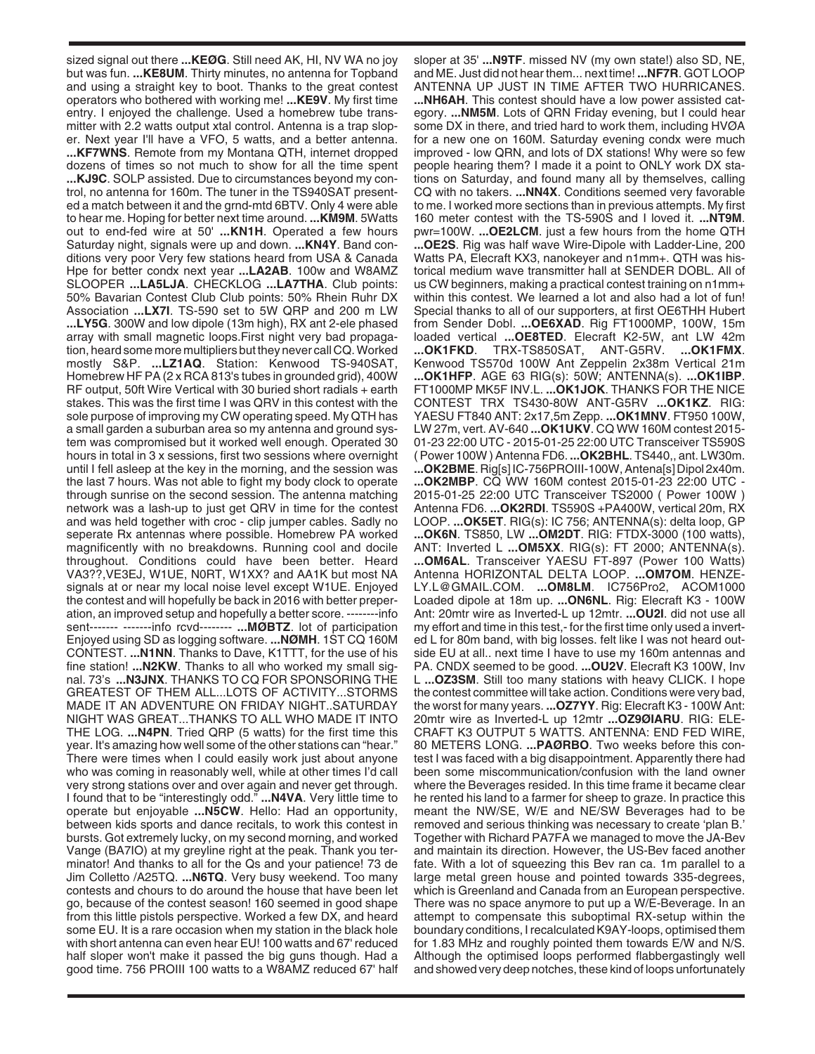sized signal out there **...KEØG**. Still need AK, HI, NV WA no joy but was fun. **...KE8UM**. Thirty minutes, no antenna for Topband and using a straight key to boot. Thanks to the great contest operators who bothered with working me! **...KE9V**. My first time entry. I enjoyed the challenge. Used a homebrew tube transmitter with 2.2 watts output xtal control. Antenna is a trap sloper. Next year I'll have a VFO, 5 watts, and a better antenna. **...KF7WNS**. Remote from my Montana QTH, internet dropped dozens of times so not much to show for all the time spent **...KJ9C**. SOLP assisted. Due to circumstances beyond my control, no antenna for 160m. The tuner in the TS940SAT presented a match between it and the grnd-mtd 6BTV. Only 4 were able to hear me. Hoping for better next time around. **...KM9M**. 5Watts out to end-fed wire at 50' **...KN1H**. Operated a few hours Saturday night, signals were up and down. **...KN4Y**. Band conditions very poor Very few stations heard from USA & Canada Hpe for better condx next year **...LA2AB**. 100w and W8AMZ SLOOPER **...LA5LJA**. CHECKLOG **...LA7THA**. Club points: 50% Bavarian Contest Club Club points: 50% Rhein Ruhr DX Association **...LX7I**. TS-590 set to 5W QRP and 200 m LW **...LY5G**. 300W and low dipole (13m high), RX ant 2-ele phased array with small magnetic loops.First night very bad propagation, heard some more multipliers but they never call CQ. Worked mostly S&P. **...LZ1AQ**. Station: Kenwood TS-940SAT, Homebrew HF PA (2 x RCA 813's tubes in grounded grid), 400W RF output, 50ft Wire Vertical with 30 buried short radials + earth stakes. This was the first time I was QRV in this contest with the sole purpose of improving my CW operating speed. My QTH has a small garden a suburban area so my antenna and ground system was compromised but it worked well enough. Operated 30 hours in total in 3 x sessions, first two sessions where overnight until I fell asleep at the key in the morning, and the session was the last 7 hours. Was not able to fight my body clock to operate through sunrise on the second session. The antenna matching network was a lash-up to just get QRV in time for the contest and was held together with croc - clip jumper cables. Sadly no seperate Rx antennas where possible. Homebrew PA worked magnificently with no breakdowns. Running cool and docile throughout. Conditions could have been better. Heard VA3??,VE3EJ, W1UE, N0RT, W1XX? and AA1K but most NA signals at or near my local noise level except W1UE. Enjoyed the contest and will hopefully be back in 2016 with better preperation, an improved setup and hopefully a better score. --------info sent------- -------info rcvd-------- **...MØBTZ**. lot of participation Enjoyed using SD as logging software. **...NØMH**. 1ST CQ 160M CONTEST. **...N1NN**. Thanks to Dave, K1TTT, for the use of his fine station! **...N2KW**. Thanks to all who worked my small signal. 73's **...N3JNX**. THANKS TO CQ FOR SPONSORING THE GREATEST OF THEM ALL...LOTS OF ACTIVITY...STORMS MADE IT AN ADVENTURE ON FRIDAY NIGHT..SATURDAY NIGHT WAS GREAT...THANKS TO ALL WHO MADE IT INTO THE LOG. **...N4PN**. Tried QRP (5 watts) for the first time this year. It's amazing how well some of the other stations can "hear." There were times when I could easily work just about anyone who was coming in reasonably well, while at other times I'd call very strong stations over and over again and never get through. I found that to be "interestingly odd." **...N4VA**. Very little time to operate but enjoyable **...N5CW**. Hello: Had an opportunity, between kids sports and dance recitals, to work this contest in bursts. Got extremely lucky, on my second morning, and worked Vange (BA7IO) at my greyline right at the peak. Thank you terminator! And thanks to all for the Qs and your patience! 73 de Jim Colletto /A25TQ. **...N6TQ**. Very busy weekend. Too many contests and chours to do around the house that have been let go, because of the contest season! 160 seemed in good shape from this little pistols perspective. Worked a few DX, and heard some EU. It is a rare occasion when my station in the black hole with short antenna can even hear EU! 100 watts and 67' reduced half sloper won't make it passed the big guns though. Had a good time. 756 PROIII 100 watts to a W8AMZ reduced 67' half sloper at 35' **...N9TF**. missed NV (my own state!) also SD, NE, and ME. Just did not hear them... next time! **...NF7R**. GOT LOOP ANTENNA UP JUST IN TIME AFTER TWO HURRICANES. **...NH6AH**. This contest should have a low power assisted category. **...NM5M**. Lots of QRN Friday evening, but I could hear some DX in there, and tried hard to work them, including HVØA for a new one on 160M. Saturday evening condx were much improved - low QRN, and lots of DX stations! Why were so few people hearing them? I made it a point to ONLY work DX stations on Saturday, and found many all by themselves, calling CQ with no takers. **...NN4X**. Conditions seemed very favorable to me. I worked more sections than in previous attempts. My first 160 meter contest with the TS-590S and I loved it. **...NT9M**. pwr=100W. **...OE2LCM**. just a few hours from the home QTH **...OE2S**. Rig was half wave Wire-Dipole with Ladder-Line, 200 Watts PA, Elecraft KX3, nanokeyer and n1mm+. QTH was historical medium wave transmitter hall at SENDER DOBL. All of us CW beginners, making a practical contest training on n1mm+ within this contest. We learned a lot and also had a lot of fun! Special thanks to all of our supporters, at first OE6THH Hubert from Sender Dobl. **...OE6XAD**. Rig FT1000MP, 100W, 15m loaded vertical **...OE8TED**. Elecraft K2-5W, ant LW 42m **...OK1FKD**. TRX-TS850SAT, ANT-G5RV. **...OK1FMX**. Kenwood TS570d 100W Ant Zeppelin 2x38m Vertical 21m **...OK1HFP**. AGE 63 RIG(s): 50W; ANTENNA(s). **...OK1IBP**. FT1000MP MK5F INV.L. **...OK1JOK**. THANKS FOR THE NICE CONTEST TRX TS430-80W ANT-G5RV **...OK1KZ**. RIG: YAESU FT840 ANT: 2x17,5m Zepp. **...OK1MNV**. FT950 100W, LW 27m, vert. AV-640 **...OK1UKV**. CQ WW 160M contest 2015-01-23 22:00 UTC - 2015-01-25 22:00 UTC Transceiver TS590S ( Power 100W ) Antenna FD6. **...OK2BHL**. TS440,, ant. LW30m. **...OK2BME**. Rig[s] IC-756PROIII-100W, Antena[s] Dipol 2x40m. **...OK2MBP**. CQ WW 160M contest 2015-01-23 22:00 UTC - 2015-01-25 22:00 UTC Transceiver TS2000 ( Power 100W ) Antenna FD6. **...OK2RDI**. TS590S +PA400W, vertical 20m, RX LOOP. **...OK5ET**. RIG(s): IC 756; ANTENNA(s): delta loop, GP **...OK6N**. TS850, LW **...OM2DT**. RIG: FTDX-3000 (100 watts), ANT: Inverted L **...OM5XX**. RIG(s): FT 2000; ANTENNA(s). **...OM6AL**. Transceiver YAESU FT-897 (Power 100 Watts) Antenna HORIZONTAL DELTA LOOP. **...OM7OM**. HENZELY.L@GMAIL.COM. **...OM8LM**. IC756Pro2, ACOM1000 Loaded dipole at 18m up. **...ON6NL**. Rig: Elecraft K3 - 100W Ant: 20mtr wire as Inverted-L up 12mtr. **...OU2I**. did not use all my effort and time in this test,- for the first time only used a inverted L for 80m band, with big losses. felt like I was not heard outside EU at all.. next time I have to use my 160m antennas and PA. CNDX seemed to be good. **...OU2V**. Elecraft K3 100W, Inv L **...OZ3SM**. Still too many stations with heavy CLICK. I hope the contest committee will take action. Conditions were very bad, the worst for many years. **...OZ7YY**. Rig: Elecraft K3 - 100W Ant: 20mtr wire as Inverted-L up 12mtr **...OZ9ØIARU**. RIG: ELECRAFT K3 OUTPUT 5 WATTS. ANTENNA: END FED WIRE, 80 METERS LONG. **...PAØRBO**. Two weeks before this contest I was faced with a big disappointment. Apparently there had been some miscommunication/confusion with the land owner where the Beverages resided. In this time frame it became clear he rented his land to a farmer for sheep to graze. In practice this meant the NW/SE, W/E and NE/SW Beverages had to be removed and serious thinking was necessary to create 'plan B.' Together with Richard PA7FA we managed to move the JA-Bev and maintain its direction. However, the US-Bev faced another fate. With a lot of squeezing this Bev ran ca. 1m parallel to a large metal green house and pointed towards 335-degrees, which is Greenland and Canada from an European perspective. There was no space anymore to put up a W/E-Beverage. In an attempt to compensate this suboptimal RX-setup within the boundary conditions, I recalculated K9AY-loops, optimised them for 1.83 MHz and roughly pointed them towards E/W and N/S. Although the optimised loops performed flabbergastingly well and showed very deep notches, these kind of loops unfortunately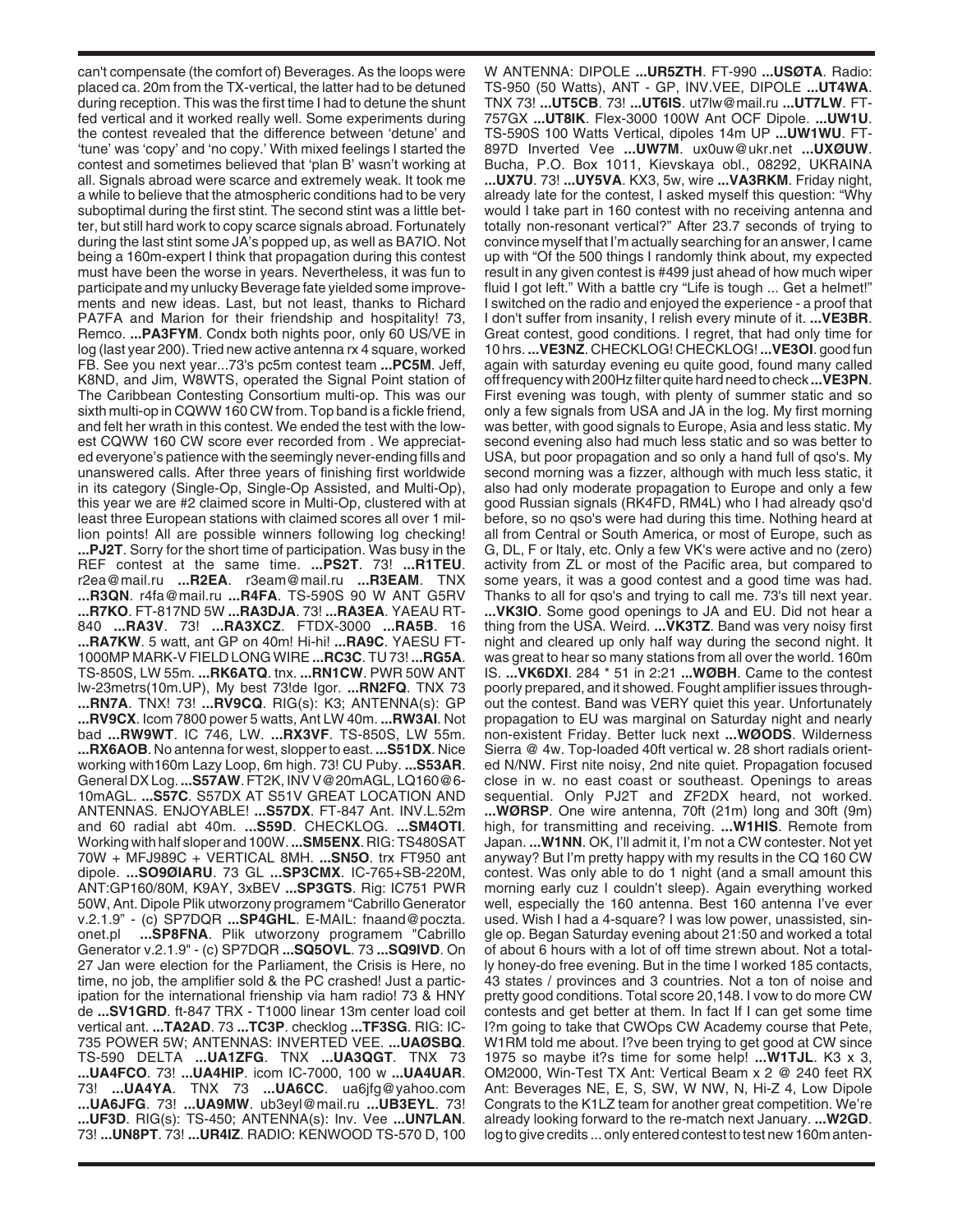can't compensate (the comfort of) Beverages. As the loops were placed ca. 20m from the TX-vertical, the latter had to be detuned during reception. This was the first time I had to detune the shunt fed vertical and it worked really well. Some experiments during the contest revealed that the difference between 'detune' and 'tune' was 'copy' and 'no copy.' With mixed feelings I started the contest and sometimes believed that 'plan B' wasn't working at all. Signals abroad were scarce and extremely weak. It took me a while to believe that the atmospheric conditions had to be very suboptimal during the first stint. The second stint was a little better, but still hard work to copy scarce signals abroad. Fortunately during the last stint some JA's popped up, as well as BA7IO. Not being a 160m-expert I think that propagation during this contest must have been the worse in years. Nevertheless, it was fun to participate and my unlucky Beverage fate yielded some improvements and new ideas. Last, but not least, thanks to Richard PA7FA and Marion for their friendship and hospitality! 73, Remco. **...PA3FYM**. Condx both nights poor, only 60 US/VE in log (last year 200). Tried new active antenna rx 4 square, worked FB. See you next year...73's pc5m contest team **...PC5M**. Jeff, K8ND, and Jim, W8WTS, operated the Signal Point station of The Caribbean Contesting Consortium multi-op. This was our sixth multi-op in CQWW 160 CW from. Top band is a fickle friend, and felt her wrath in this contest. We ended the test with the lowest CQWW 160 CW score ever recorded from . We appreciated everyone's patience with the seemingly never-ending fills and unanswered calls. After three years of finishing first worldwide in its category (Single-Op, Single-Op Assisted, and Multi-Op), this year we are #2 claimed score in Multi-Op, clustered with at least three European stations with claimed scores all over 1 million points! All are possible winners following log checking! **...PJ2T**. Sorry for the short time of participation. Was busy in the REF contest at the same time. **...PS2T**. 73! **...R1TEU**. r2ea@mail.ru **...R2EA**. r3eam@mail.ru **...R3EAM**. TNX **...R3QN**. r4fa@mail.ru **...R4FA**. TS-590S 90 W ANT G5RV **...R7KO**. FT-817ND 5W **...RA3DJA**. 73! **...RA3EA**. YAEAU RT-840 **...RA3V**. 73! **...RA3XCZ**. FTDX-3000 **...RA5B**. 16 **...RA7KW**. 5 watt, ant GP on 40m! Hi-hi! **...RA9C**. YAESU FT-1000MP MARK-V FIELD LONG WIRE **...RC3C**. TU 73! **...RG5A**. TS-850S, LW 55m. **...RK6ATQ**. tnx. **...RN1CW**. PWR 50W ANT lw-23metrs(10m.UP), My best 73!de Igor. **...RN2FQ**. TNX 73 **...RN7A**. TNX! 73! **...RV9CQ**. RIG(s): K3; ANTENNA(s): GP **...RV9CX**. Icom 7800 power 5 watts, Ant LW 40m. **...RW3AI**. Not bad **...RW9WT**. IC 746, LW. **...RX3VF**. TS-850S, LW 55m. **...RX6AOB**. No antenna for west, slopper to east. **...S51DX**. Nice working with160m Lazy Loop, 6m high. 73! CU Puby. **...S53AR**. General DX Log. **...S57AW**. FT2K, INV V@20mAGL, LQ160@6-10mAGL. **...S57C**. S57DX AT S51V GREAT LOCATION AND ANTENNAS. ENJOYABLE! **...S57DX**. FT-847 Ant. INV.L.52m and 60 radial abt 40m. **...S59D**. CHECKLOG. **...SM4OTI**. Working with half sloper and 100W. **...SM5ENX**. RIG: TS480SAT 70W + MFJ989C + VERTICAL 8MH. **...SN5O**. trx FT950 ant dipole. **...SO9ØIARU**. 73 GL **...SP3CMX**. IC-765+SB-220M, ANT:GP160/80M, K9AY, 3xBEV **...SP3GTS**. Rig: IC751 PWR 50W, Ant. Dipole Plik utworzony programem "Cabrillo Generator v.2.1.9" - (c) SP7DQR **...SP4GHL**. E-MAIL: fnaand@poczta.onet.pl **...SP8FNA**. Plik utworzony programem "Cabrillo Generator v.2.1.9" - (c) SP7DQR **...SQ5OVL**. 73 **...SQ9IVD**. On 27 Jan were election for the Parliament, the Crisis is Here, no time, no job, the amplifier sold & the PC crashed! Just a participation for the international friendship via ham radio! 73 & HNY de **...SV1GRD**. ft-847 TRX - T1000 linear 13m center load coil vertical ant. **...TA2AD**. 73 **...TC3P**. checklog **...TF3SG**. RIG: IC-735 POWER 5W; ANTENNAS: INVERTED VEE. **...UAØSBQ**. TS-590 DELTA **...UA1ZFG**. TNX **...UA3QGT**. TNX 73 **...UA4FCO**. 73! **...UA4HIP**. icom IC-7000, 100 w **...UA4UAR**. 73! **...UA4YA**. TNX 73 **...UA6CC**. ua6jfg@yahoo.com **...UA6JFG**. 73! **...UA9MW**. ub3eyl@mail.ru **...UB3EYL**. 73! **...UF3D**. RIG(s): TS-450; ANTENNA(s): Inv. Vee **...UN7LAN**. 73! **...UN8PT**. 73! **...UR4IZ**. RADIO: KENWOOD TS-570 D, 100 W ANTENNA: DIPOLE **...UR5ZTH**. FT-990 **...USØTA**. Radio: TS-950 (50 Watts), ANT - GP, INV.VEE, DIPOLE **...UT4WA**. TNX 73! **...UT5CB**. 73! **...UT6IS**. ut7lw@mail.ru **...UT7LW**. FT-757GX **...UT8IK**. Flex-3000 100W Ant OCF Dipole. **...UW1U**. TS-590S 100 Watts Vertical, dipoles 14m UP **...UW1WU**. FT-897D Inverted Vee **...UW7M**. ux0uw@ukr.net **...UXØUW**. Bucha, P.O. Box 1011, Kievskaya obl., 08292, UKRAINA **...UX7U**. 73! **...UY5VA**. KX3, 5w, wire **...VA3RKM**. Friday night, already late for the contest, I asked myself this question: "Why would I take part in 160 contest with no receiving antenna and totally non-resonant vertical?" After 23.7 seconds of trying to convince myself that I'm actually searching for an answer, I came up with "Of the 500 things I randomly think about, my expected result in any given contest is #499 just ahead of how much wiper fluid I got left." With a battle cry "Life is tough ... Get a helmet!" I switched on the radio and enjoyed the experience - a proof that I don't suffer from insanity, I relish every minute of it. **...VE3BR**. Great contest, good conditions. I regret, that had only time for 10 hrs. **...VE3NZ**. CHECKLOG! CHECKLOG! **...VE3OI**. good fun again with saturday evening eu quite good, found many called off frequency with 200Hz filter quite hard need to check **...VE3PN**. First evening was tough, with plenty of summer static and so only a few signals from USA and JA in the log. My first morning was better, with good signals to Europe, Asia and less static. My second evening also had much less static and so was better to USA, but poor propagation and so only a hand full of qso's. My second morning was a fizzer, although with much less static, it also had only moderate propagation to Europe and only a few good Russian signals (RK4FD, RM4L) who I had already qso'd before, so no qso's were had during this time. Nothing heard at all from Central or South America, or most of Europe, such as G, DL, F or Italy, etc. Only a few VK's were active and no (zero) activity from ZL or most of the Pacific area, but compared to some years, it was a good contest and a good time was had. Thanks to all for qso's and trying to call me. 73's till next year. **...VK3IO**. Some good openings to JA and EU. Did not hear a thing from the USA. Weird. **...VK3TZ**. Band was very noisy first night and cleared up only half way during the second night. It was great to hear so many stations from all over the world. 160m IS. **...VK6DXI**. 284 * 51 in 2:21 **...WØBH**. Came to the contest poorly prepared, and it showed. Fought amplifier issues throughout the contest. Band was VERY quiet this year. Unfortunately propagation to EU was marginal on Saturday night and nearly non-existent Friday. Better luck next **...WØODS**. Wilderness Sierra @ 4w. Top-loaded 40ft vertical w. 28 short radials oriented N/NW. First nite noisy, 2nd nite quiet. Propagation focused close in w. no east coast or southeast. Openings to areas sequential. Only PJ2T and ZF2DX heard, not worked. **...WØRSP**. One wire antenna, 70ft (21m) long and 30ft (9m) high, for transmitting and receiving. **...W1HIS**. Remote from Japan. **...W1NN**. OK, I'll admit it, I'm not a CW contester. Not yet anyway? But I'm pretty happy with my results in the CQ 160 CW contest. Was only able to do 1 night (and a small amount this morning early cuz I couldn't sleep). Again everything worked well, especially the 160 antenna. Best 160 antenna I've ever used. Wish I had a 4-square? I was low power, unassisted, single op. Began Saturday evening about 21:50 and worked a total of about 6 hours with a lot of off time strewn about. Not a totally honey-do free evening. But in the time I worked 185 contacts, 43 states / provinces and 3 countries. Not a ton of noise and pretty good conditions. Total score 20,148. I vow to do more CW contests and get better at them. In fact If I can get some time I?m going to take that CWOps CW Academy course that Pete, W1RM told me about. I?ve been trying to get good at CW since 1975 so maybe it?s time for some help! **...W1TJL**. K3 x 3, OM2000, Win-Test TX Ant: Vertical Beam x 2 @ 240 feet RX Ant: Beverages NE, E, S, SW, W NW, N, Hi-Z 4, Low Dipole Congrats to the K1LZ team for another great competition. We're already looking forward to the re-match next January. **...W2GD**. log to give credits ... only entered contest to test new 160m anten-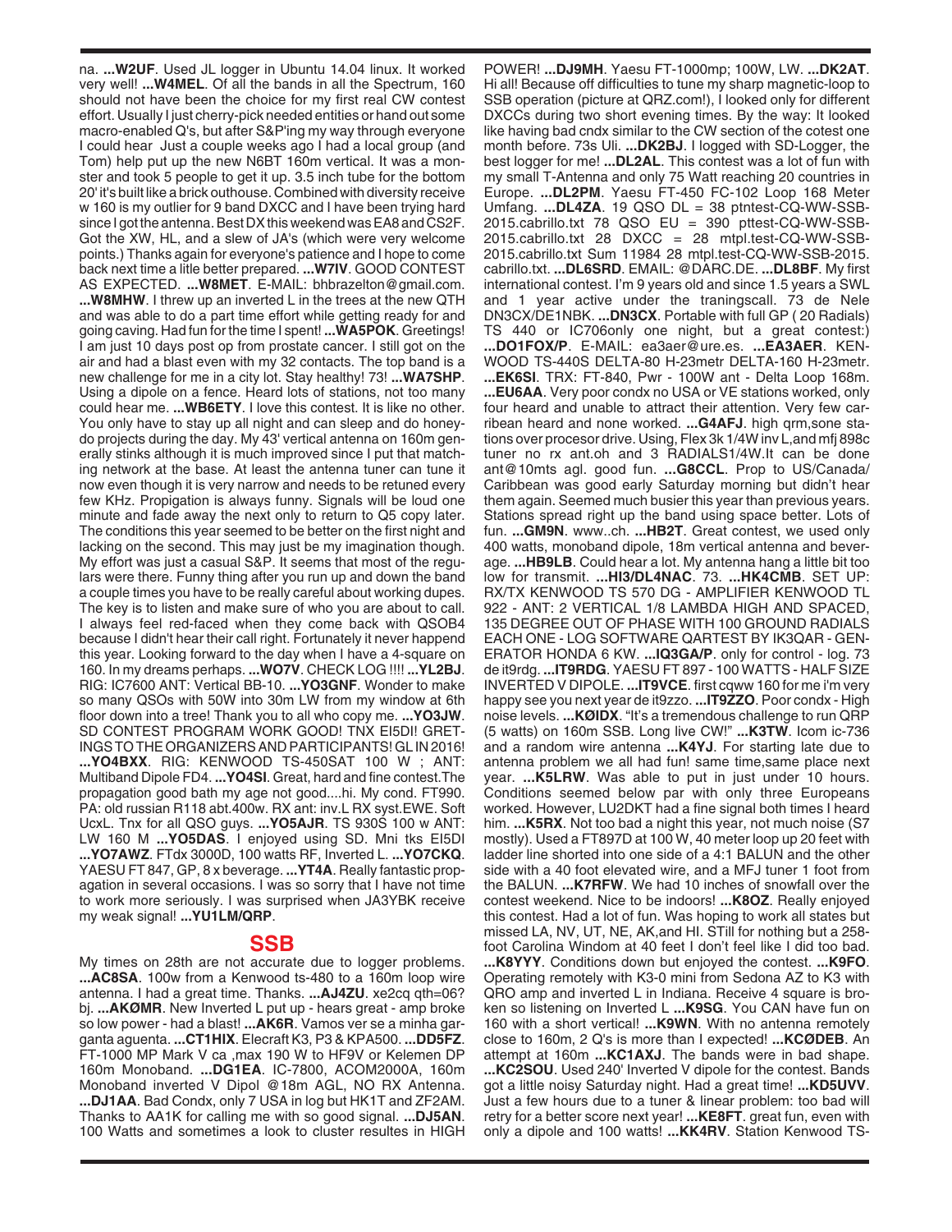na. **...W2UF**. Used JL logger in Ubuntu 14.04 linux. It worked very well! **...W4MEL**. Of all the bands in all the Spectrum, 160 should not have been the choice for my first real CW contest effort. Usually I just cherry-pick needed entities or hand out some macro-enabled Q's, but after S&P'ing my way through everyone I could hear Just a couple weeks ago I had a local group (and Tom) help put up the new N6BT 160m vertical. It was a monster and took 5 people to get it up. 3.5 inch tube for the bottom 20' it's built like a brick outhouse. Combined with diversity receive w 160 is my outlier for 9 band DXCC and I have been trying hard since I got the antenna. Best DX this weekend was EA8 and CS2F. Got the XW, HL, and a slew of JA's (which were very welcome points.) Thanks again for everyone's patience and I hope to come back next time a litle better prepared. **...W7IV**. GOOD CONTEST AS EXPECTED. **...W8MET**. E-MAIL: bhbrazelton@gmail.com. **...W8MHW**. I threw up an inverted L in the trees at the new QTH and was able to do a part time effort while getting ready for and going caving. Had fun for the time I spent! **...WA5POK**. Greetings! I am just 10 days post op from prostate cancer. I still got on the air and had a blast even with my 32 contacts. The top band is a new challenge for me in a city lot. Stay healthy! 73! **...WA7SHP**. Using a dipole on a fence. Heard lots of stations, not too many could hear me. **...WB6ETY**. I love this contest. It is like no other. You only have to stay up all night and can sleep and do honey-do projects during the day. My 43' vertical antenna on 160m generally stinks although it is much improved since I put that matching network at the base. At least the antenna tuner can tune it now even though it is very narrow and needs to be retuned every few KHz. Propigation is always funny. Signals will be loud one minute and fade away the next only to return to Q5 copy later. The conditions this year seemed to be better on the first night and lacking on the second. This may just be my imagination though. My effort was just a casual S&P. It seems that most of the regulars were there. Funny thing after you run up and down the band a couple times you have to be really careful about working dupes. The key is to listen and make sure of who you are about to call. I always feel red-faced when they come back with QSOB4 because I didn't hear their call right. Fortunately it never happend this year. Looking forward to the day when I have a 4-square on 160. In my dreams perhaps. **...WO7V**. CHECK LOG !!!! **...YL2BJ**. RIG: IC7600 ANT: Vertical BB-10. **...YO3GNF**. Wonder to make so many QSOs with 50W into 30m LW from my window at 6th floor down into a tree! Thank you to all who copy me. **...YO3JW**. SD CONTEST PROGRAM WORK GOOD! TNX EI5DI! GRETINGS TO THE ORGANIZERS AND PARTICIPANTS! GL IN 2016! **...YO4BXX**. RIG: KENWOOD TS-450SAT 100 W ; ANT: Multiband Dipole FD4. **...YO4SI**. Great, hard and fine contest.The propagation good bath my age not good....hi. My cond. FT990. PA: old russian R118 abt.400w. RX ant: inv.L RX syst.EWE. Soft UcxL. Tnx for all QSO guys. **...YO5AJR**. TS 930S 100 w ANT: LW 160 M **...YO5DAS**. I enjoyed using SD. Mni tks EI5DI **...YO7AWZ**. FTdx 3000D, 100 watts RF, Inverted L. **...YO7CKQ**. YAESU FT 847, GP, 8 x beverage. **...YT4A**. Really fantastic propagation in several occasions. I was so sorry that I have not time to work more seriously. I was surprised when JA3YBK receive my weak signal! **...YU1LM/QRP**.

## SSB

My times on 28th are not accurate due to logger problems. **...AC8SA**. 100w from a Kenwood ts-480 to a 160m loop wire antenna. I had a great time. Thanks. **...AJ4ZU**. xe2cq qth=06? bj. **...AKØMR**. New Inverted L put up - hears great - amp broke so low power - had a blast! **...AK6R**. Vamos ver se a minha garganta aguenta. **...CT1HIX**. Elecraft K3, P3 & KPA500. **...DD5FZ**. FT-1000 MP Mark V ca ,max 190 W to HF9V or Kelemen DP 160m Monoband. **...DG1EA**. IC-7800, ACOM2000A, 160m Monoband inverted V Dipol @18m AGL, NO RX Antenna. **...DJ1AA**. Bad Condx, only 7 USA in log but HK1T and ZF2AM. Thanks to AA1K for calling me with so good signal. **...DJ5AN**. 100 Watts and sometimes a look to cluster resultes in HIGH POWER! **...DJ9MH**. Yaesu FT-1000mp; 100W, LW. **...DK2AT**. Hi all! Because off difficulties to tune my sharp magnetic-loop to SSB operation (picture at QRZ.com!), I looked only for different DXCCs during two short evening times. By the way: It looked like having bad cndx similar to the CW section of the cotest one month before. 73s Uli. **...DK2BJ**. I logged with SD-Logger, the best logger for me! **...DL2AL**. This contest was a lot of fun with my small T-Antenna and only 75 Watt reaching 20 countries in Europe. **...DL2PM**. Yaesu FT-450 FC-102 Loop 168 Meter Umfang. **...DL4ZA**. 19 QSO DL = 38 ptntest-CQ-WW-SSB-2015.cabrillo.txt 78 QSO EU = 390 pttest-CQ-WW-SSB-2015.cabrillo.txt 28 DXCC = 28 mtpl.test-CQ-WW-SSB-2015.cabrillo.txt Sum 11984 28 mtpl.test-CQ-WW-SSB-2015.cabrillo.txt. **...DL6SRD**. EMAIL: @DARC.DE. **...DL8BF**. My first international contest. I'm 9 years old and since 1.5 years a SWL and 1 year active under the traningscall. 73 de Nele DN3CX/DE1NBK. **...DN3CX**. Portable with full GP ( 20 Radials) TS 440 or IC706only one night, but a great contest:) **...DO1FOX/P**. E-MAIL: ea3aer@ure.es. **...EA3AER**. KENWOOD TS-440S DELTA-80 H-23metr DELTA-160 H-23metr. **...EK6SI**. TRX: FT-840, Pwr - 100W ant - Delta Loop 168m. **...EU6AA**. Very poor condx no USA or VE stations worked, only four heard and unable to attract their attention. Very few carribean heard and none worked. **...G4AFJ**. high qrm,sone stations over procesor drive. Using, Flex 3k 1/4W inv L,and mfj 898c tuner no rx ant.oh and 3 RADIALS1/4W.It can be done ant@10mts agl. good fun. **...G8CCL**. Prop to US/Canada/Caribbean was good early Saturday morning but didn't hear them again. Seemed much busier this year than previous years. Stations spread right up the band using space better. Lots of fun. **...GM9N**. www..ch. **...HB2T**. Great contest, we used only 400 watts, monoband dipole, 18m vertical antenna and beverage. **...HB9LB**. Could hear a lot. My antenna hang a little bit too low for transmit. **...HI3/DL4NAC**. 73. **...HK4CMB**. SET UP: RX/TX KENWOOD TS 570 DG - AMPLIFIER KENWOOD TL 922 - ANT: 2 VERTICAL 1/8 LAMBDA HIGH AND SPACED, 135 DEGREE OUT OF PHASE WITH 100 GROUND RADIALS EACH ONE - LOG SOFTWARE QARTEST BY IK3QAR - GENERATOR HONDA 6 KW. **...IQ3GA/P**. only for control - log. 73 de it9rdg. **...IT9RDG**. YAESU FT 897 - 100 WATTS - HALF SIZE INVERTED V DIPOLE. **...IT9VCE**. first cqww 160 for me i'm very happy see you next year de it9zzo. **...IT9ZZO**. Poor condx - High noise levels. **...KØIDX**. "It's a tremendous challenge to run QRP (5 watts) on 160m SSB. Long live CW!" **...K3TW**. Icom ic-736 and a random wire antenna **...K4YJ**. For starting late due to antenna problem we all had fun! same time,same place next year. **...K5LRW**. Was able to put in just under 10 hours. Conditions seemed below par with only three Europeans worked. However, LU2DKT had a fine signal both times I heard him. **...K5RX**. Not too bad a night this year, not much noise (S7 mostly). Used a FT897D at 100 W, 40 meter loop up 20 feet with ladder line shorted into one side of a 4:1 BALUN and the other side with a 40 foot elevated wire, and a MFJ tuner 1 foot from the BALUN. **...K7RFW**. We had 10 inches of snowfall over the contest weekend. Nice to be indoors! **...K8OZ**. Really enjoyed this contest. Had a lot of fun. Was hoping to work all states but missed LA, NV, UT, NE, AK,and HI. STill for nothing but a 258-foot Carolina Windom at 40 feet I don't feel like I did too bad. **...K8YYY**. Conditions down but enjoyed the contest. **...K9FO**. Operating remotely with K3-0 mini from Sedona AZ to K3 with QRO amp and inverted L in Indiana. Receive 4 square is broken so listening on Inverted L **...K9SG**. You CAN have fun on 160 with a short vertical! **...K9WN**. With no antenna remotely close to 160m, 2 Q's is more than I expected! **...KCØDEB**. An attempt at 160m **...KC1AXJ**. The bands were in bad shape. **...KC2SOU**. Used 240' Inverted V dipole for the contest. Bands got a little noisy Saturday night. Had a great time! **...KD5UVV**. Just a few hours due to a tuner & linear problem: too bad will retry for a better score next year! **...KE8FT**. great fun, even with only a dipole and 100 watts! **...KK4RV**. Station Kenwood TS-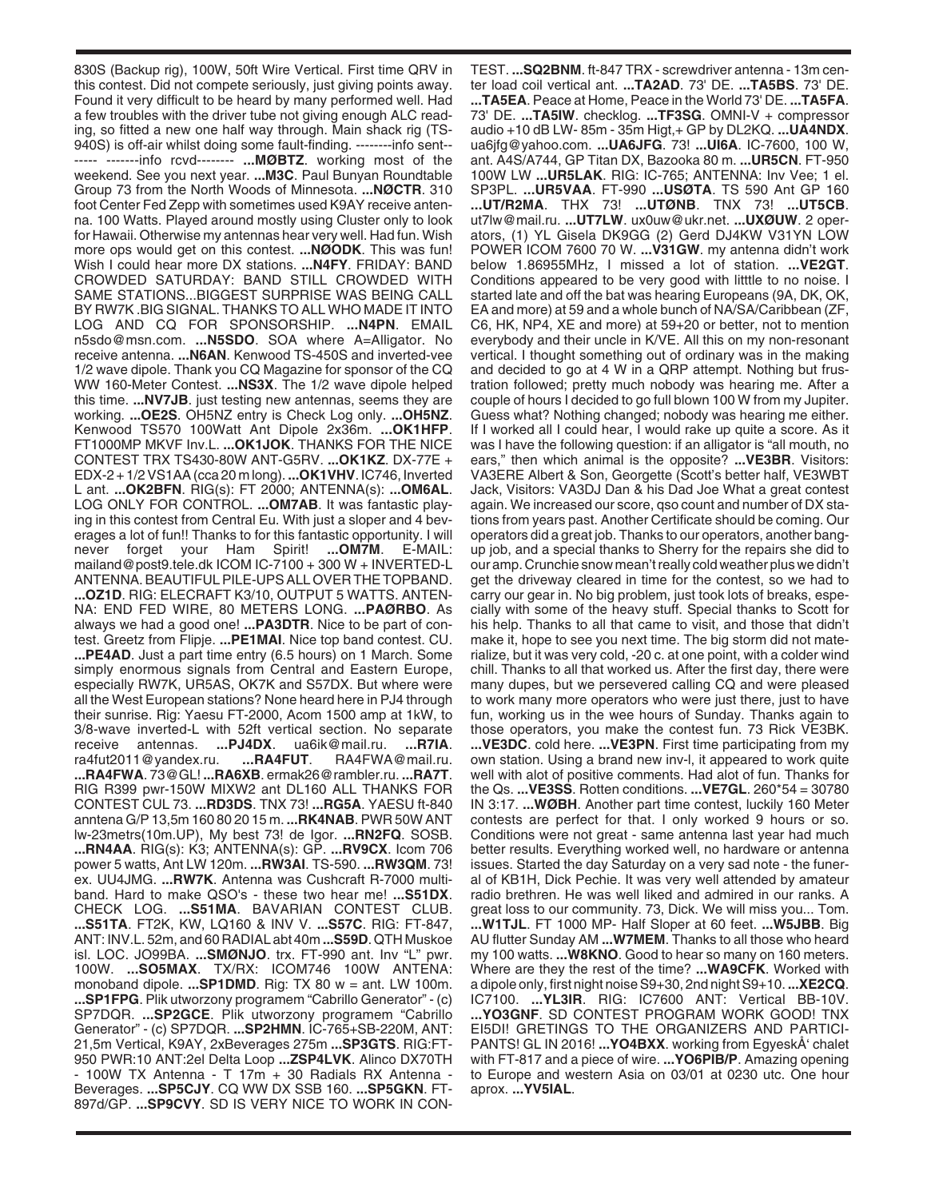830S (Backup rig), 100W, 50ft Wire Vertical. First time QRV in this contest. Did not compete seriously, just giving points away. Found it very difficult to be heard by many performed well. Had a few troubles with the driver tube not giving enough ALC reading, so fitted a new one half way through. Main shack rig (TS-940S) is off-air whilst doing some fault-finding. --------info sent-- ----- -------info rcvd-------- **...MØBTZ**. working most of the weekend. See you next year. **...M3C**. Paul Bunyan Roundtable Group 73 from the North Woods of Minnesota. **...NØCTR**. 310 foot Center Fed Zepp with sometimes used K9AY receive antenna. 100 Watts. Played around mostly using Cluster only to look for Hawaii. Otherwise my antennas hear very well. Had fun. Wish more ops would get on this contest. **...NØODK**. This was fun! Wish I could hear more DX stations. **...N4FY**. FRIDAY: BAND CROWDED SATURDAY: BAND STILL CROWDED WITH SAME STATIONS...BIGGEST SURPRISE WAS BEING CALL BY RW7K .BIG SIGNAL. THANKS TO ALL WHO MADE IT INTO LOG AND CQ FOR SPONSORSHIP. **...N4PN**. EMAIL n5sdo@msn.com. **...N5SDO**. SOA where A=Alligator. No receive antenna. **...N6AN**. Kenwood TS-450S and inverted-vee 1/2 wave dipole. Thank you CQ Magazine for sponsor of the CQ WW 160-Meter Contest. **...NS3X**. The 1/2 wave dipole helped this time. **...NV7JB**. just testing new antennas, seems they are working. **...OE2S**. OH5NZ entry is Check Log only. **...OH5NZ**. Kenwood TS570 100Watt Ant Dipole 2x36m. **...OK1HFP**. FT1000MP MKVF Inv.L. **...OK1JOK**. THANKS FOR THE NICE CONTEST TRX TS430-80W ANT-G5RV. **...OK1KZ**. DX-77E + EDX-2 + 1/2 VS1AA (cca 20 m long). **...OK1VHV**. IC746, Inverted L ant. **...OK2BFN**. RIG(s): FT 2000; ANTENNA(s): **...OM6AL**. LOG ONLY FOR CONTROL. **...OM7AB**. It was fantastic playing in this contest from Central Eu. With just a sloper and 4 beverages a lot of fun!! Thanks to for this fantastic opportunity. I will never forget your Ham Spirit! **...OM7M**. E-MAIL: mailand@post9.tele.dk ICOM IC-7100 + 300 W + INVERTED-L ANTENNA. BEAUTIFUL PILE-UPS ALL OVER THE TOPBAND. **...OZ1D**. RIG: ELECRAFT K3/10, OUTPUT 5 WATTS. ANTENNA: END FED WIRE, 80 METERS LONG. **...PAØRBO**. As always we had a good one! **...PA3DTR**. Nice to be part of contest. Greetz from Flipje. **...PE1MAI**. Nice top band contest. CU. **...PE4AD**. Just a part time entry (6.5 hours) on 1 March. Some simply enormous signals from Central and Eastern Europe, especially RW7K, UR5AS, OK7K and S57DX. But where were all the West European stations? None heard here in PJ4 through their sunrise. Rig: Yaesu FT-2000, Acom 1500 amp at 1kW, to 3/8-wave inverted-L with 52ft vertical section. No separate receive antennas. **...PJ4DX**. ua6ik@mail.ru. **...R7IA**. ra4fut2011@yandex.ru. **...RA4FUT**. RA4FWA@mail.ru. **...RA4FWA**. 73@GL! **...RA6XB**. ermak26@rambler.ru. **...RA7T**. RIG R399 pwr-150W MIXW2 ant DL160 ALL THANKS FOR CONTEST CUL 73. **...RD3DS**. TNX 73! **...RG5A**. YAESU ft-840 anntena G/P 13,5m 160 80 20 15 m. **...RK4NAB**. PWR 50W ANT lw-23metrs(10m.UP), My best 73! de Igor. **...RN2FQ**. SOSB. **...RN4AA**. RIG(s): K3; ANTENNA(s): GP. **...RV9CX**. Icom 706 power 5 watts, Ant LW 120m. **...RW3AI**. TS-590. **...RW3QM**. 73! ex. UU4JMG. **...RW7K**. Antenna was Cushcraft R-7000 multiband. Hard to make QSO's - these two hear me! **...S51DX**. CHECK LOG. **...S51MA**. BAVARIAN CONTEST CLUB. **...S51TA**. FT2K, KW, LQ160 & INV V. **...S57C**. RIG: FT-847, ANT: INV.L. 52m, and 60 RADIAL abt 40m **...S59D**. QTH Muskoe isl. LOC. JO99BA. **...SMØNJO**. trx. FT-990 ant. Inv "L" pwr. 100W. **...SO5MAX**. TX/RX: ICOM746 100W ANTENA: monoband dipole. **...SP1DMD**. Rig: TX 80 w = ant. LW 100m. **...SP1FPG**. Plik utworzony programem "Cabrillo Generator" - (c) SP7DQR. **...SP2GCE**. Plik utworzony programem "Cabrillo Generator" - (c) SP7DQR. **...SP2HMN**. IC-765+SB-220M, ANT: 21,5m Vertical, K9AY, 2xBeverages 275m **...SP3GTS**. RIG:FT-950 PWR:10 ANT:2el Delta Loop **...ZSP4LVK**. Alinco DX70TH - 100W TX Antenna - T 17m + 30 Radials RX Antenna - Beverages. **...SP5CJY**. CQ WW DX SSB 160. **...SP5GKN**. FT-897d/GP. **...SP9CVY**. SD IS VERY NICE TO WORK IN CONTEST. **...SQ2BNM**. ft-847 TRX - screwdriver antenna - 13m center load coil vertical ant. **...TA2AD**. 73' DE. **...TA5BS**. 73' DE. **...TA5EA**. Peace at Home, Peace in the World 73' DE. **...TA5FA**. 73' DE. **...TA5IW**. checklog. **...TF3SG**. OMNI-V + compressor audio +10 dB LW- 85m - 35m Higt,+ GP by DL2KQ. **...UA4NDX**. ua6jfg@yahoo.com. **...UA6JFG**. 73! **...UI6A**. IC-7600, 100 W, ant. A4S/A744, GP Titan DX, Bazooka 80 m. **...UR5CN**. FT-950 100W LW **...UR5LAK**. RIG: IC-765; ANTENNA: Inv Vee; 1 el. SP3PL. **...UR5VAA**. FT-990 **...USØTA**. TS 590 Ant GP 160 **...UT/R2MA**. THX 73! **...UTØNB**. TNX 73! **...UT5CB**. ut7lw@mail.ru. **...UT7LW**. ux0uw@ukr.net. **...UXØUW**. 2 operators, (1) YL Gisela DK9GG (2) Gerd DJ4KW V31YN LOW POWER ICOM 7600 70 W. **...V31GW**. my antenna didn't work below 1.86955MHz, I missed a lot of station. **...VE2GT**. Conditions appeared to be very good with litttle to no noise. I started late and off the bat was hearing Europeans (9A, DK, OK, EA and more) at 59 and a whole bunch of NA/SA/Caribbean (ZF, C6, HK, NP4, XE and more) at 59+20 or better, not to mention everybody and their uncle in K/VE. All this on my non-resonant vertical. I thought something out of ordinary was in the making and decided to go at 4 W in a QRP attempt. Nothing but frustration followed; pretty much nobody was hearing me. After a couple of hours I decided to go full blown 100 W from my Jupiter. Guess what? Nothing changed; nobody was hearing me either. If I worked all I could hear, I would rake up quite a score. As it was I have the following question: if an alligator is "all mouth, no ears," then which animal is the opposite? **...VE3BR**. Visitors: VA3ERE Albert & Son, Georgette (Scott's better half, VE3WBT Jack, Visitors: VA3DJ Dan & his Dad Joe What a great contest again. We increased our score, qso count and number of DX stations from years past. Another Certificate should be coming. Our operators did a great job. Thanks to our operators, another bang-up job, and a special thanks to Sherry for the repairs she did to our amp. Crunchie snow mean't really cold weather plus we didn't get the driveway cleared in time for the contest, so we had to carry our gear in. No big problem, just took lots of breaks, especially with some of the heavy stuff. Special thanks to Scott for his help. Thanks to all that came to visit, and those that didn't make it, hope to see you next time. The big storm did not materialize, but it was very cold, -20 c. at one point, with a colder wind chill. Thanks to all that worked us. After the first day, there were many dupes, but we persevered calling CQ and were pleased to work many more operators who were just there, just to have fun, working us in the wee hours of Sunday. Thanks again to those operators, you make the contest fun. 73 Rick VE3BK. **...VE3DC**. cold here. **...VE3PN**. First time participating from my own station. Using a brand new inv-l, it appeared to work quite well with alot of positive comments. Had alot of fun. Thanks for the Qs. **...VE3SS**. Rotten conditions. **...VE7GL**. 260*54 = 30780 IN 3:17. **...WØBH**. Another part time contest, luckily 160 Meter contests are perfect for that. I only worked 9 hours or so. Conditions were not great - same antenna last year had much better results. Everything worked well, no hardware or antenna issues. Started the day Saturday on a very sad note - the funeral of KB1H, Dick Pechie. It was very well attended by amateur radio brethren. He was well liked and admired in our ranks. A great loss to our community. 73, Dick. We will miss you... Tom. **...W1TJL**. FT 1000 MP- Half Sloper at 60 feet. **...W5JBB**. Big AU flutter Sunday AM **...W7MEM**. Thanks to all those who heard my 100 watts. **...W8KNO**. Good to hear so many on 160 meters. Where are they the rest of the time? **...WA9CFK**. Worked with a dipole only, first night noise S9+30, 2nd night S9+10. **...XE2CQ**. IC7100. **...YL3IR**. RIG: IC7600 ANT: Vertical BB-10V. **...YO3GNF**. SD CONTEST PROGRAM WORK GOOD! TNX EI5DI! GRETINGS TO THE ORGANIZERS AND PARTICIPANTS! GL IN 2016! **...YO4BXX**. working from EgyeskÅ' chalet with FT-817 and a piece of wire. **...YO6PIB/P**. Amazing opening to Europe and western Asia on 03/01 at 0230 utc. One hour aprox. **...YV5IAL**.